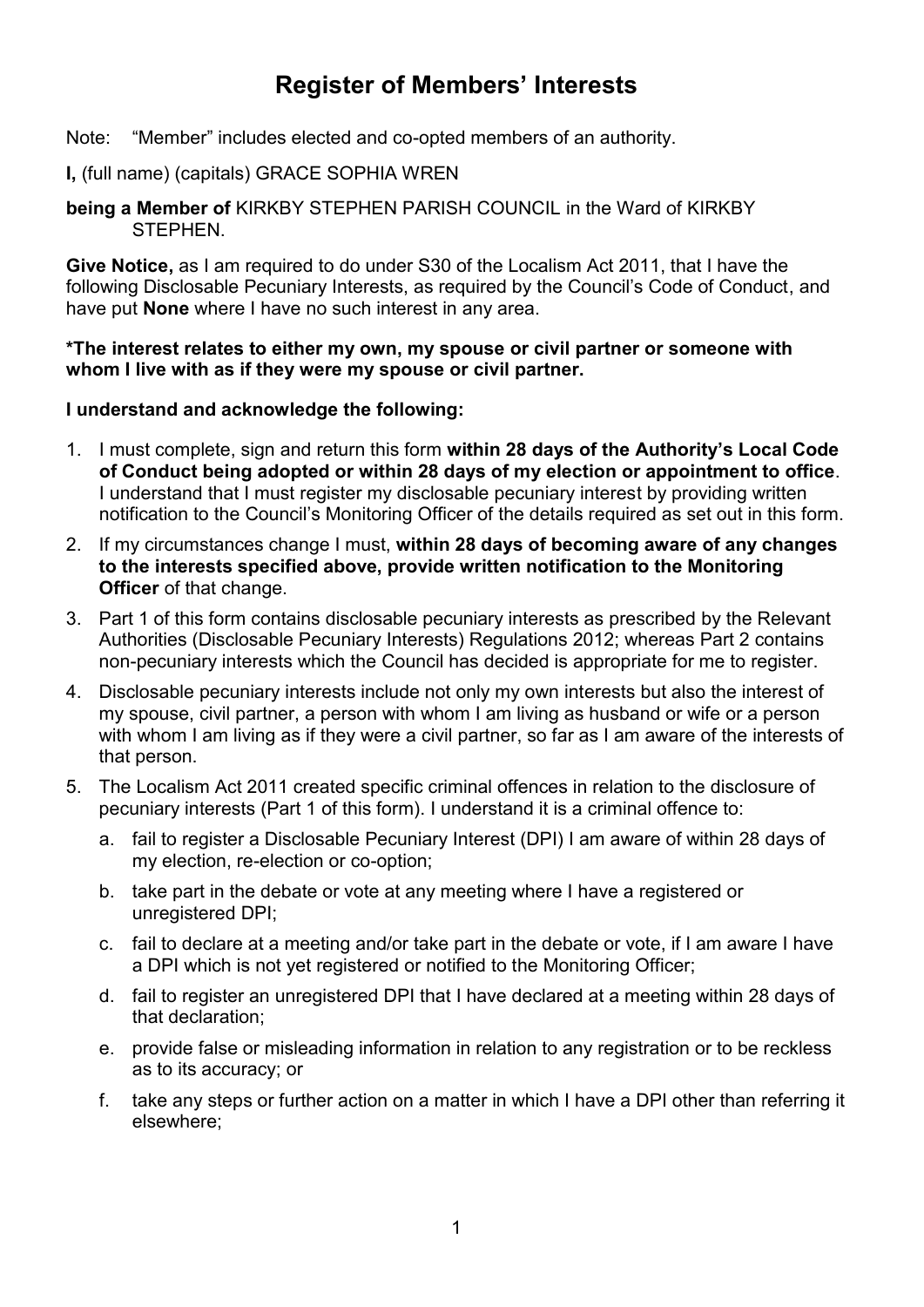# Register of Members' Interests

Note: "Member" includes elected and co-opted members of an authority.

**I,** (full name) (capitals) GRACE SOPHIA WREN

**being a Member of** KIRKBY STEPHEN PARISH COUNCIL in the Ward of KIRKBY STEPHEN.

**Give Notice,** as I am required to do under S30 of the Localism Act 2011, that I have the following Disclosable Pecuniary Interests, as required by the Council's Code of Conduct, and have put **None** where I have no such interest in any area.

**\*The interest relates to either my own, my spouse or civil partner or someone with whom I live with as if they were my spouse or civil partner.**

**I understand and acknowledge the following:**

1. I must complete, sign and return this form **within 28 days of the Authority's Local Code of Conduct being adopted or within 28 days of my election or appointment to office**. I understand that I must register my disclosable pecuniary interest by providing written notification to the Council's Monitoring Officer of the details required as set out in this form.
2. If my circumstances change I must, **within 28 days of becoming aware of any changes to the interests specified above, provide written notification to the Monitoring Officer** of that change.
3. Part 1 of this form contains disclosable pecuniary interests as prescribed by the Relevant Authorities (Disclosable Pecuniary Interests) Regulations 2012; whereas Part 2 contains non-pecuniary interests which the Council has decided is appropriate for me to register.
4. Disclosable pecuniary interests include not only my own interests but also the interest of my spouse, civil partner, a person with whom I am living as husband or wife or a person with whom I am living as if they were a civil partner, so far as I am aware of the interests of that person.
5. The Localism Act 2011 created specific criminal offences in relation to the disclosure of pecuniary interests (Part 1 of this form). I understand it is a criminal offence to:
   a. fail to register a Disclosable Pecuniary Interest (DPI) I am aware of within 28 days of my election, re-election or co-option;
   b. take part in the debate or vote at any meeting where I have a registered or unregistered DPI;
   c. fail to declare at a meeting and/or take part in the debate or vote, if I am aware I have a DPI which is not yet registered or notified to the Monitoring Officer;
   d. fail to register an unregistered DPI that I have declared at a meeting within 28 days of that declaration;
   e. provide false or misleading information in relation to any registration or to be reckless as to its accuracy; or
   f. take any steps or further action on a matter in which I have a DPI other than referring it elsewhere;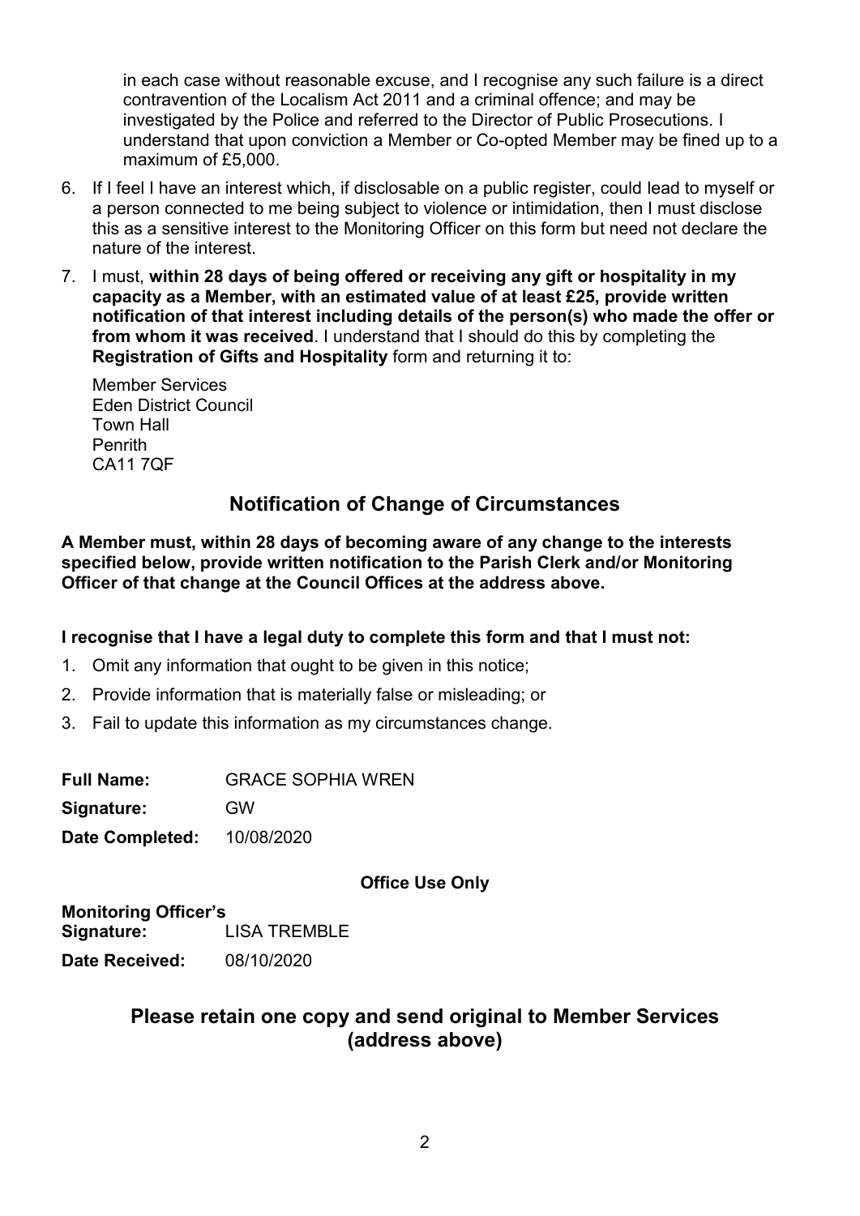in each case without reasonable excuse, and I recognise any such failure is a direct contravention of the Localism Act 2011 and a criminal offence; and may be investigated by the Police and referred to the Director of Public Prosecutions. I understand that upon conviction a Member or Co-opted Member may be fined up to a maximum of £5,000.

6. If I feel I have an interest which, if disclosable on a public register, could lead to myself or a person connected to me being subject to violence or intimidation, then I must disclose this as a sensitive interest to the Monitoring Officer on this form but need not declare the nature of the interest.
7. I must, **within 28 days of being offered or receiving any gift or hospitality in my capacity as a Member, with an estimated value of at least £25, provide written notification of that interest including details of the person(s) who made the offer or from whom it was received**. I understand that I should do this by completing the **Registration of Gifts and Hospitality** form and returning it to:

   Member Services
   Eden District Council
   Town Hall
   Penrith
   CA11 7QF

## Notification of Change of Circumstances

**A Member must, within 28 days of becoming aware of any change to the interests specified below, provide written notification to the Parish Clerk and/or Monitoring Officer of that change at the Council Offices at the address above.**

**I recognise that I have a legal duty to complete this form and that I must not:**

1. Omit any information that ought to be given in this notice;
2. Provide information that is materially false or misleading; or
3. Fail to update this information as my circumstances change.

**Full Name:** GRACE SOPHIA WREN

**Signature:** GW

**Date Completed:** 10/08/2020

**Office Use Only**

**Monitoring Officer's Signature:** LISA TREMBLE

**Date Received:** 08/10/2020

## Please retain one copy and send original to Member Services (address above)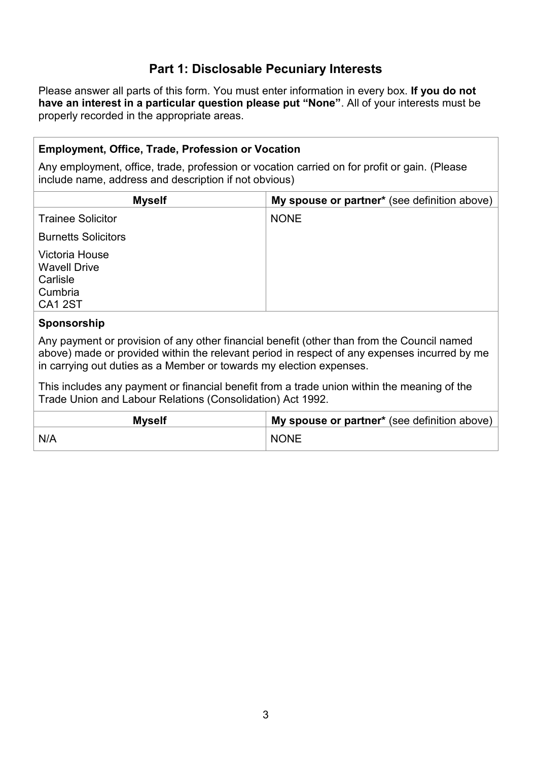## Part 1: Disclosable Pecuniary Interests

Please answer all parts of this form. You must enter information in every box. **If you do not have an interest in a particular question please put "None"**. All of your interests must be properly recorded in the appropriate areas.

### Employment, Office, Trade, Profession or Vocation

Any employment, office, trade, profession or vocation carried on for profit or gain. (Please include name, address and description if not obvious)

| **Myself** | **My spouse or partner*** (see definition above) |
| --- | --- |
| Trainee Solicitor<br><br>Burnetts Solicitors<br><br>Victoria House<br>Wavell Drive<br>Carlisle<br>Cumbria<br>CA1 2ST | NONE |

### Sponsorship

Any payment or provision of any other financial benefit (other than from the Council named above) made or provided within the relevant period in respect of any expenses incurred by me in carrying out duties as a Member or towards my election expenses.

This includes any payment or financial benefit from a trade union within the meaning of the Trade Union and Labour Relations (Consolidation) Act 1992.

| **Myself** | **My spouse or partner*** (see definition above) |
| --- | --- |
| N/A | NONE |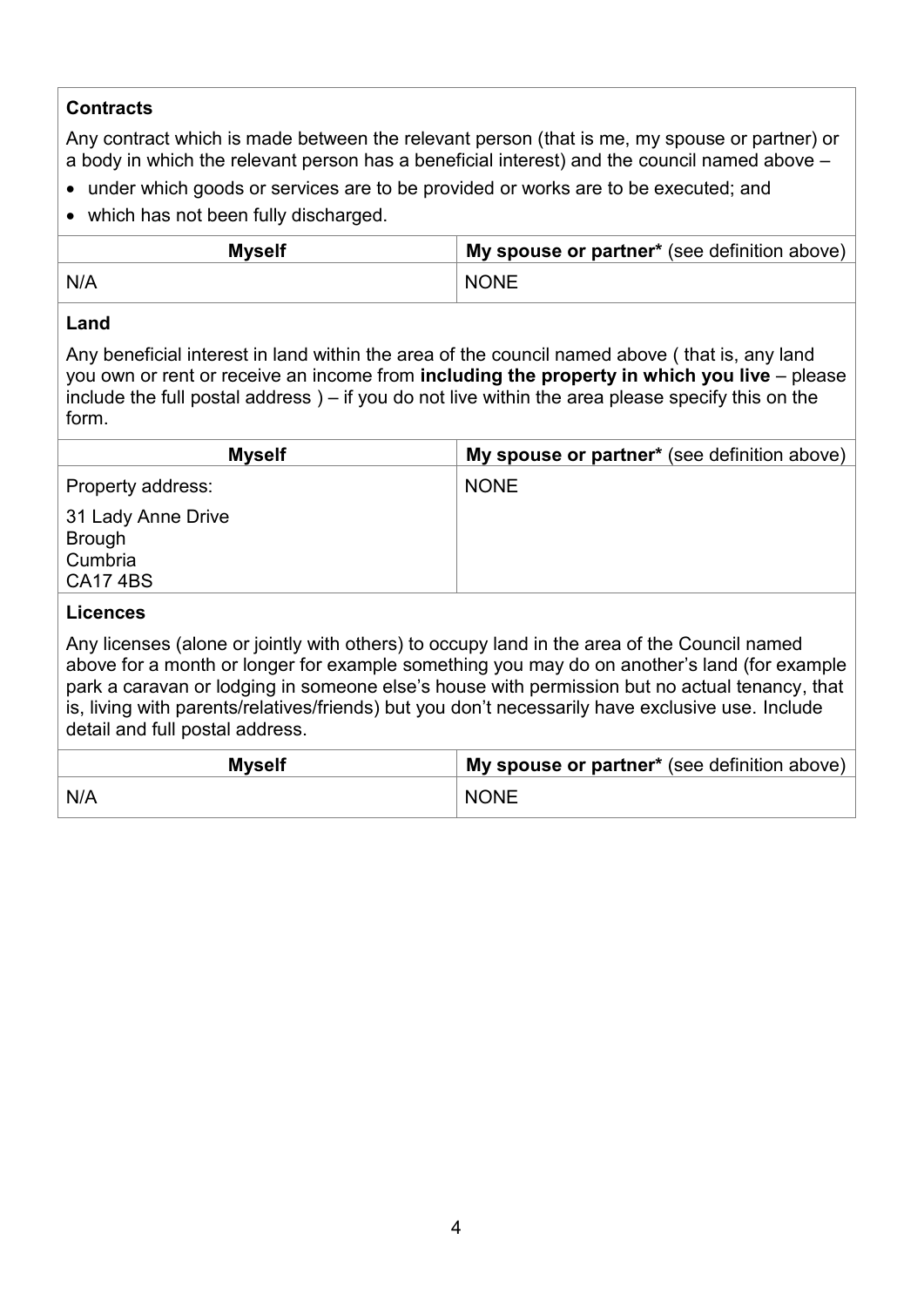**Contracts**

Any contract which is made between the relevant person (that is me, my spouse or partner) or a body in which the relevant person has a beneficial interest) and the council named above –

- under which goods or services are to be provided or works are to be executed; and
- which has not been fully discharged.

| **Myself** | **My spouse or partner*** (see definition above) |
|---|---|
| N/A | NONE |

**Land**

Any beneficial interest in land within the area of the council named above ( that is, any land you own or rent or receive an income from **including the property in which you live** – please include the full postal address ) – if you do not live within the area please specify this on the form.

| **Myself** | **My spouse or partner*** (see definition above) |
|---|---|
| Property address:<br><br>31 Lady Anne Drive<br>Brough<br>Cumbria<br>CA17 4BS | NONE |

**Licences**

Any licenses (alone or jointly with others) to occupy land in the area of the Council named above for a month or longer for example something you may do on another's land (for example park a caravan or lodging in someone else's house with permission but no actual tenancy, that is, living with parents/relatives/friends) but you don't necessarily have exclusive use. Include detail and full postal address.

| **Myself** | **My spouse or partner*** (see definition above) |
|---|---|
| N/A | NONE |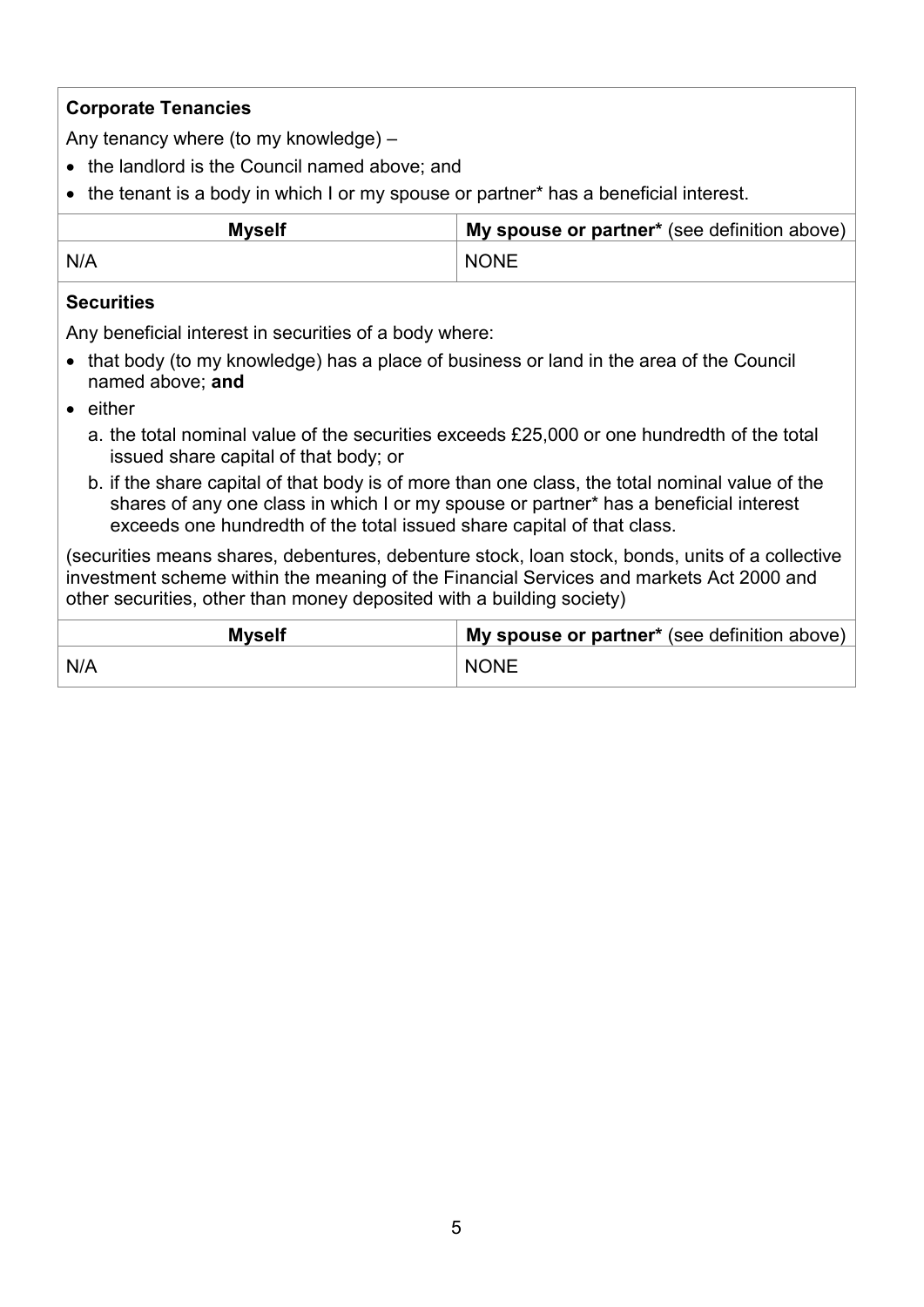**Corporate Tenancies**

Any tenancy where (to my knowledge) –

- the landlord is the Council named above; and
- the tenant is a body in which I or my spouse or partner* has a beneficial interest.

| Myself | **My spouse or partner*** (see definition above) |
| --- | --- |
| N/A | NONE |

**Securities**

Any beneficial interest in securities of a body where:

- that body (to my knowledge) has a place of business or land in the area of the Council named above; **and**
- either
  a. the total nominal value of the securities exceeds £25,000 or one hundredth of the total issued share capital of that body; or
  b. if the share capital of that body is of more than one class, the total nominal value of the shares of any one class in which I or my spouse or partner* has a beneficial interest exceeds one hundredth of the total issued share capital of that class.

(securities means shares, debentures, debenture stock, loan stock, bonds, units of a collective investment scheme within the meaning of the Financial Services and markets Act 2000 and other securities, other than money deposited with a building society)

| Myself | **My spouse or partner*** (see definition above) |
| --- | --- |
| N/A | NONE |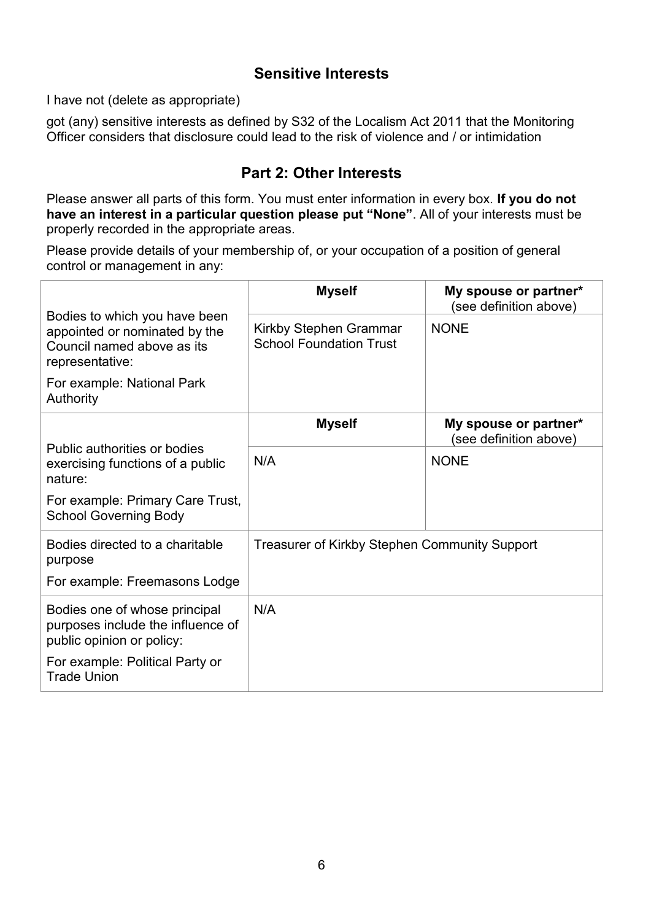## Sensitive Interests

I have not (delete as appropriate)

got (any) sensitive interests as defined by S32 of the Localism Act 2011 that the Monitoring Officer considers that disclosure could lead to the risk of violence and / or intimidation

## Part 2: Other Interests

Please answer all parts of this form. You must enter information in every box. **If you do not have an interest in a particular question please put "None"**. All of your interests must be properly recorded in the appropriate areas.

Please provide details of your membership of, or your occupation of a position of general control or management in any:

| | | |
|---|---|---|
| Bodies to which you have been appointed or nominated by the Council named above as its representative:<br><br>For example: National Park Authority | **Myself** | **My spouse or partner*** (see definition above) |
| | Kirkby Stephen Grammar School Foundation Trust | NONE |
| Public authorities or bodies exercising functions of a public nature:<br><br>For example: Primary Care Trust, School Governing Body | **Myself** | **My spouse or partner*** (see definition above) |
| | N/A | NONE |
| Bodies directed to a charitable purpose<br><br>For example: Freemasons Lodge | Treasurer of Kirkby Stephen Community Support | |
| Bodies one of whose principal purposes include the influence of public opinion or policy:<br><br>For example: Political Party or Trade Union | N/A | |